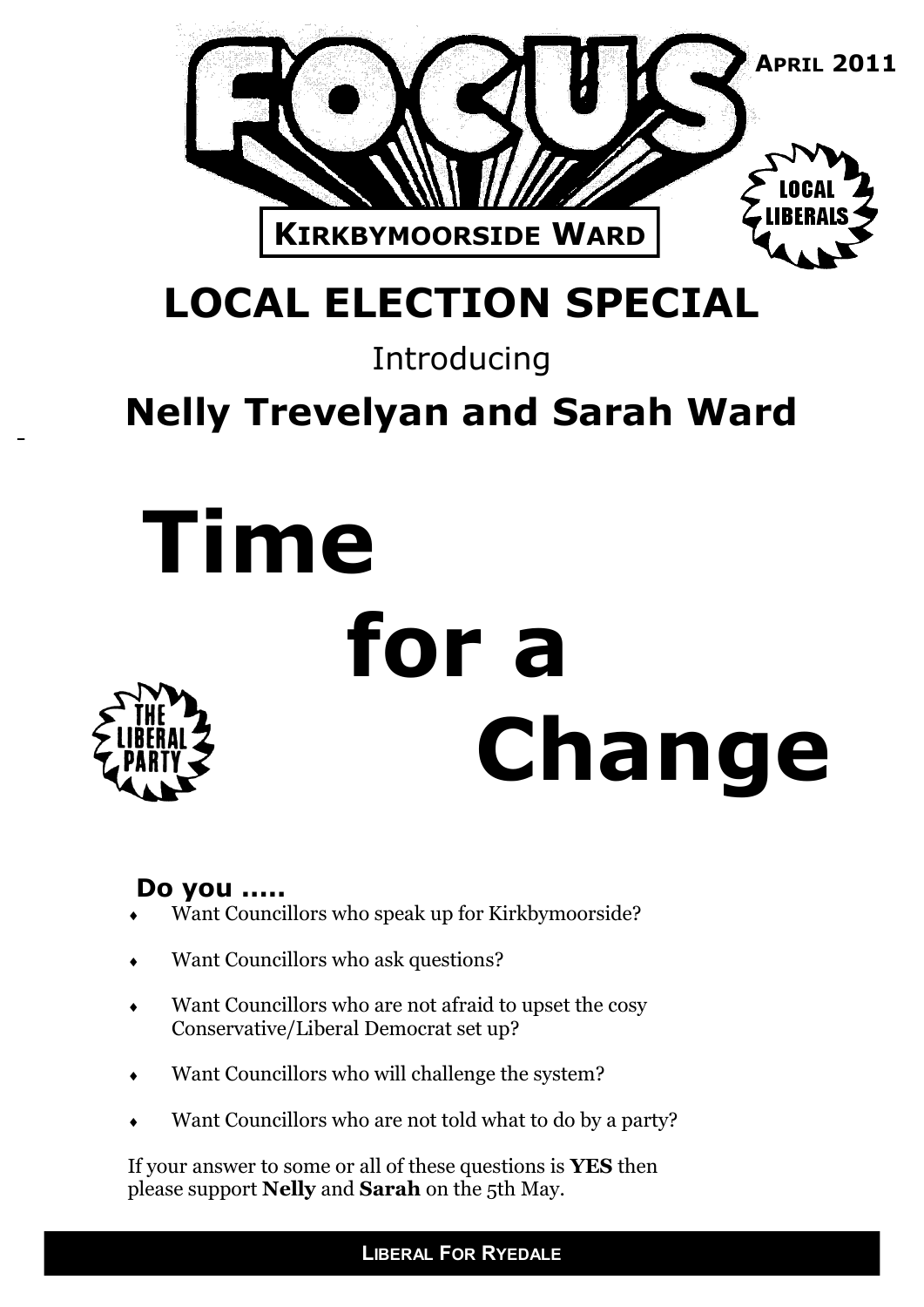# FOCUS

**April 2011**

LOCAL LIBERALS

**Kirkbymoorside Ward**

# LOCAL ELECTION SPECIAL

Introducing

## Nelly Trevelyan and Sarah Ward

# Time for a Change

THE LIBERAL PARTY

**Do you .....**

- Want Councillors who speak up for Kirkbymoorside?
- Want Councillors who ask questions?
- Want Councillors who are not afraid to upset the cosy Conservative/Liberal Democrat set up?
- Want Councillors who will challenge the system?
- Want Councillors who are not told what to do by a party?

If your answer to some or all of these questions is **YES** then please support **Nelly** and **Sarah** on the 5th May.

**Liberal For Ryedale**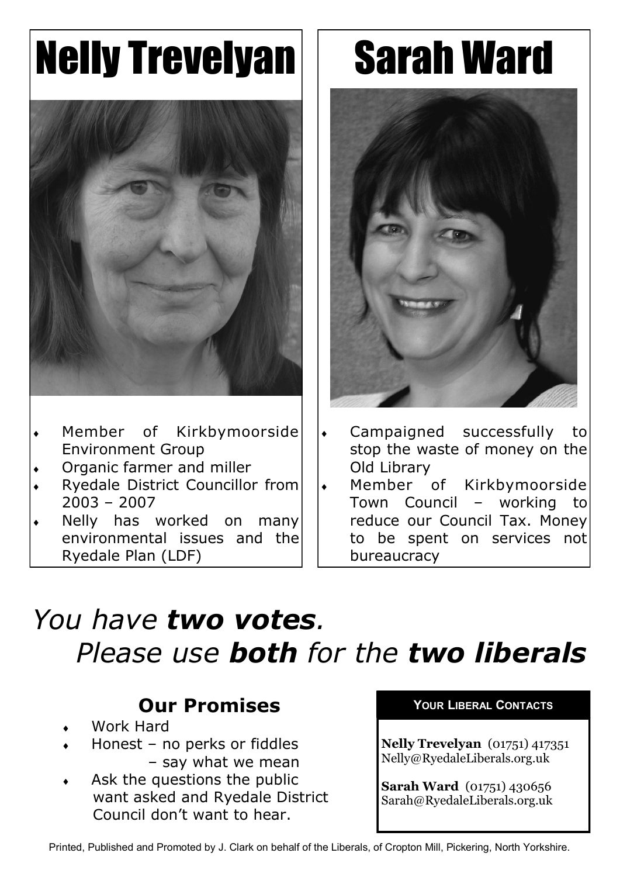# Nelly Trevelyan

- Member of Kirkbymoorside Environment Group
- Organic farmer and miller
- Ryedale District Councillor from 2003 – 2007
- Nelly has worked on many environmental issues and the Ryedale Plan (LDF)

# Sarah Ward

- Campaigned successfully to stop the waste of money on the Old Library
- Member of Kirkbymoorside Town Council – working to reduce our Council Tax. Money to be spent on services not bureaucracy

## *You have **two votes**. Please use **both** for the **two liberals***

## Our Promises

- Work Hard
- Honest – no perks or fiddles
  – say what we mean
- Ask the questions the public want asked and Ryedale District Council don't want to hear.

**YOUR LIBERAL CONTACTS**

**Nelly Trevelyan** (01751) 417351
Nelly@RyedaleLiberals.org.uk

**Sarah Ward** (01751) 430656
Sarah@RyedaleLiberals.org.uk

Printed, Published and Promoted by J. Clark on behalf of the Liberals, of Cropton Mill, Pickering, North Yorkshire.